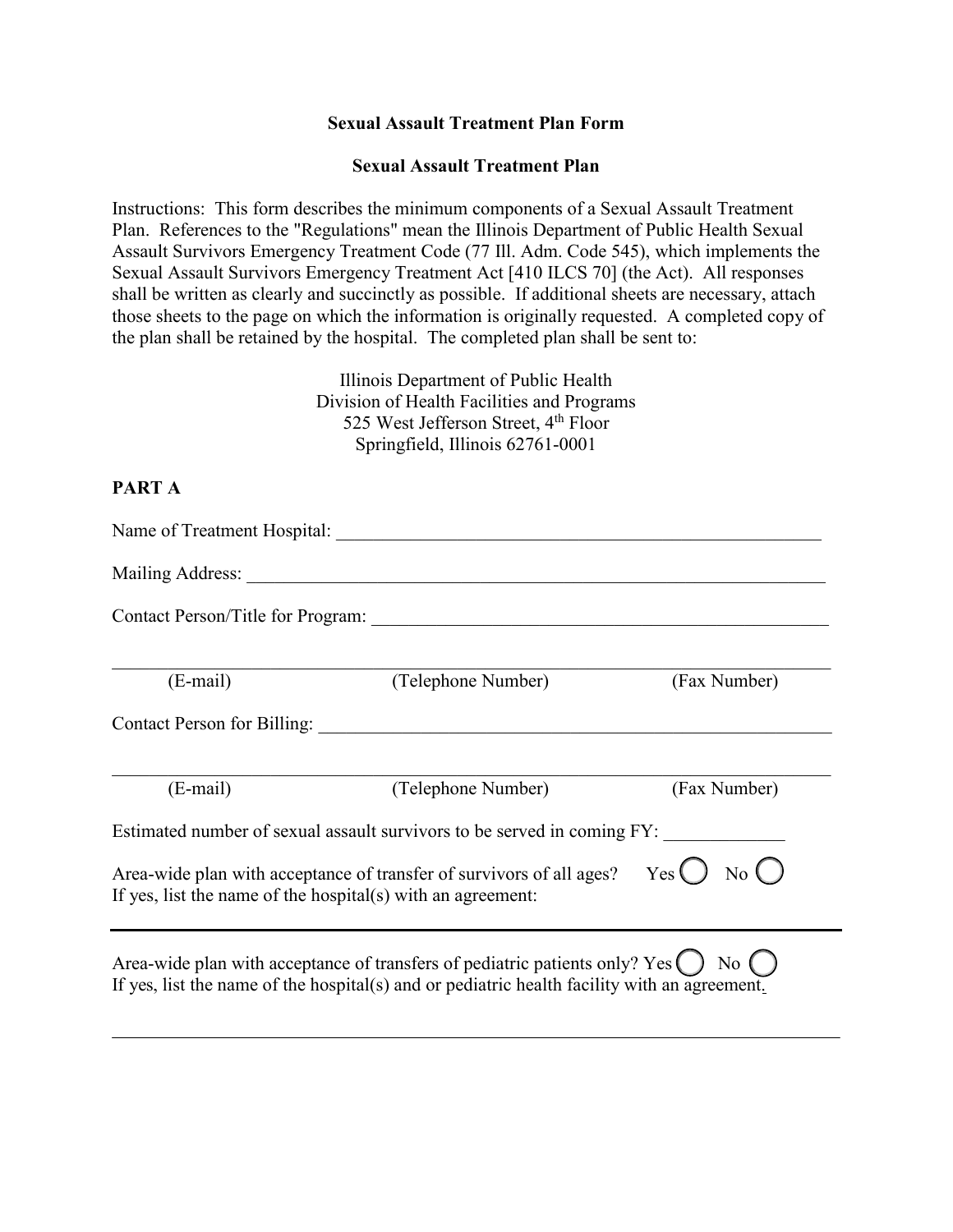**Sexual Assault Treatment Plan Form**

**Sexual Assault Treatment Plan**

Instructions: This form describes the minimum components of a Sexual Assault Treatment Plan. References to the "Regulations" mean the Illinois Department of Public Health Sexual Assault Survivors Emergency Treatment Code (77 Ill. Adm. Code 545), which implements the Sexual Assault Survivors Emergency Treatment Act [410 ILCS 70] (the Act). All responses shall be written as clearly and succinctly as possible. If additional sheets are necessary, attach those sheets to the page on which the information is originally requested. A completed copy of the plan shall be retained by the hospital. The completed plan shall be sent to:

Illinois Department of Public Health
Division of Health Facilities and Programs
525 West Jefferson Street, 4th Floor
Springfield, Illinois 62761-0001

**PART A**

Name of Treatment Hospital: ______________________________________________________

Mailing Address: ______________________________________________________________

Contact Person/Title for Program: _________________________________________________

______________________________________________________________________________
(E-mail) (Telephone Number) (Fax Number)

Contact Person for Billing: _______________________________________________________

______________________________________________________________________________
(E-mail) (Telephone Number) (Fax Number)

Estimated number of sexual assault survivors to be served in coming FY: ____________

Area-wide plan with acceptance of transfer of survivors of all ages? Yes ◯ No ◯
If yes, list the name of the hospital(s) with an agreement:

______________________________________________________________________________

Area-wide plan with acceptance of transfers of pediatric patients only? Yes ◯ No ◯
If yes, list the name of the hospital(s) and or pediatric health facility with an agreement.

______________________________________________________________________________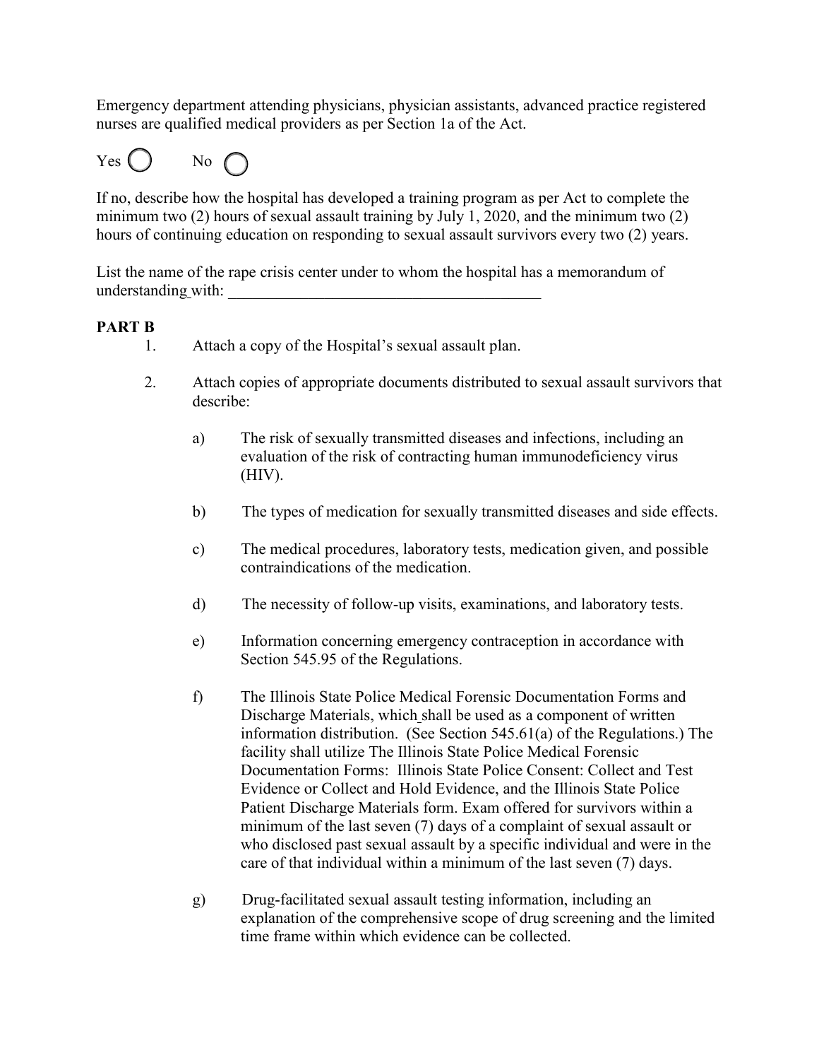Emergency department attending physicians, physician assistants, advanced practice registered nurses are qualified medical providers as per Section 1a of the Act.

Yes ◯ No ◯

If no, describe how the hospital has developed a training program as per Act to complete the minimum two (2) hours of sexual assault training by July 1, 2020, and the minimum two (2) hours of continuing education on responding to sexual assault survivors every two (2) years.

List the name of the rape crisis center under to whom the hospital has a memorandum of understanding with: _______________________________________

**PART B**

1. Attach a copy of the Hospital's sexual assault plan.

2. Attach copies of appropriate documents distributed to sexual assault survivors that describe:

   a) The risk of sexually transmitted diseases and infections, including an evaluation of the risk of contracting human immunodeficiency virus (HIV).

   b) The types of medication for sexually transmitted diseases and side effects.

   c) The medical procedures, laboratory tests, medication given, and possible contraindications of the medication.

   d) The necessity of follow-up visits, examinations, and laboratory tests.

   e) Information concerning emergency contraception in accordance with Section 545.95 of the Regulations.

   f) The Illinois State Police Medical Forensic Documentation Forms and Discharge Materials, which shall be used as a component of written information distribution. (See Section 545.61(a) of the Regulations.) The facility shall utilize The Illinois State Police Medical Forensic Documentation Forms: Illinois State Police Consent: Collect and Test Evidence or Collect and Hold Evidence, and the Illinois State Police Patient Discharge Materials form. Exam offered for survivors within a minimum of the last seven (7) days of a complaint of sexual assault or who disclosed past sexual assault by a specific individual and were in the care of that individual within a minimum of the last seven (7) days.

   g) Drug-facilitated sexual assault testing information, including an explanation of the comprehensive scope of drug screening and the limited time frame within which evidence can be collected.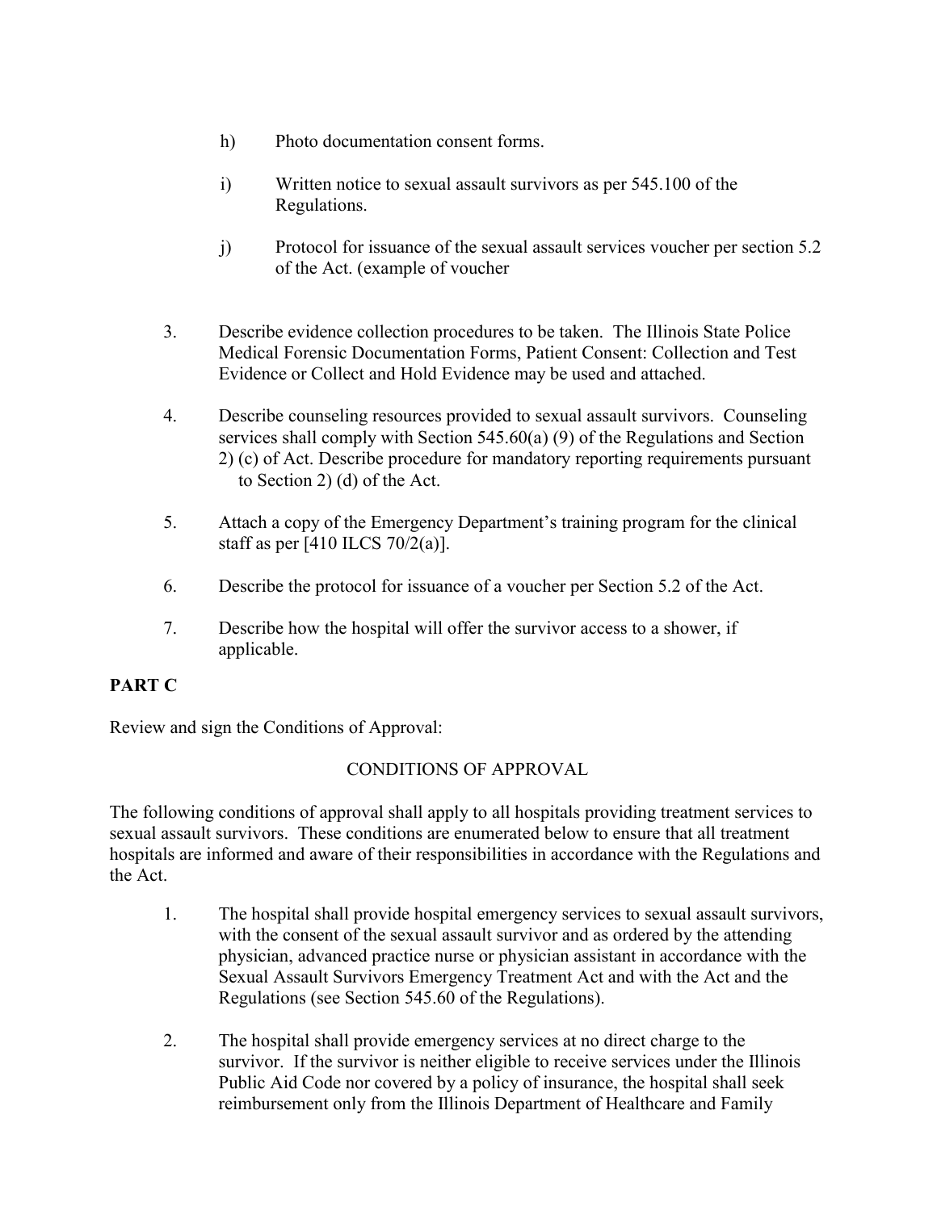h) Photo documentation consent forms.

i) Written notice to sexual assault survivors as per 545.100 of the Regulations.

j) Protocol for issuance of the sexual assault services voucher per section 5.2 of the Act. (example of voucher

3. Describe evidence collection procedures to be taken. The Illinois State Police Medical Forensic Documentation Forms, Patient Consent: Collection and Test Evidence or Collect and Hold Evidence may be used and attached.

4. Describe counseling resources provided to sexual assault survivors. Counseling services shall comply with Section 545.60(a) (9) of the Regulations and Section 2) (c) of Act. Describe procedure for mandatory reporting requirements pursuant to Section 2) (d) of the Act.

5. Attach a copy of the Emergency Department's training program for the clinical staff as per [410 ILCS 70/2(a)].

6. Describe the protocol for issuance of a voucher per Section 5.2 of the Act.

7. Describe how the hospital will offer the survivor access to a shower, if applicable.

**PART C**

Review and sign the Conditions of Approval:

CONDITIONS OF APPROVAL

The following conditions of approval shall apply to all hospitals providing treatment services to sexual assault survivors. These conditions are enumerated below to ensure that all treatment hospitals are informed and aware of their responsibilities in accordance with the Regulations and the Act.

1. The hospital shall provide hospital emergency services to sexual assault survivors, with the consent of the sexual assault survivor and as ordered by the attending physician, advanced practice nurse or physician assistant in accordance with the Sexual Assault Survivors Emergency Treatment Act and with the Act and the Regulations (see Section 545.60 of the Regulations).

2. The hospital shall provide emergency services at no direct charge to the survivor. If the survivor is neither eligible to receive services under the Illinois Public Aid Code nor covered by a policy of insurance, the hospital shall seek reimbursement only from the Illinois Department of Healthcare and Family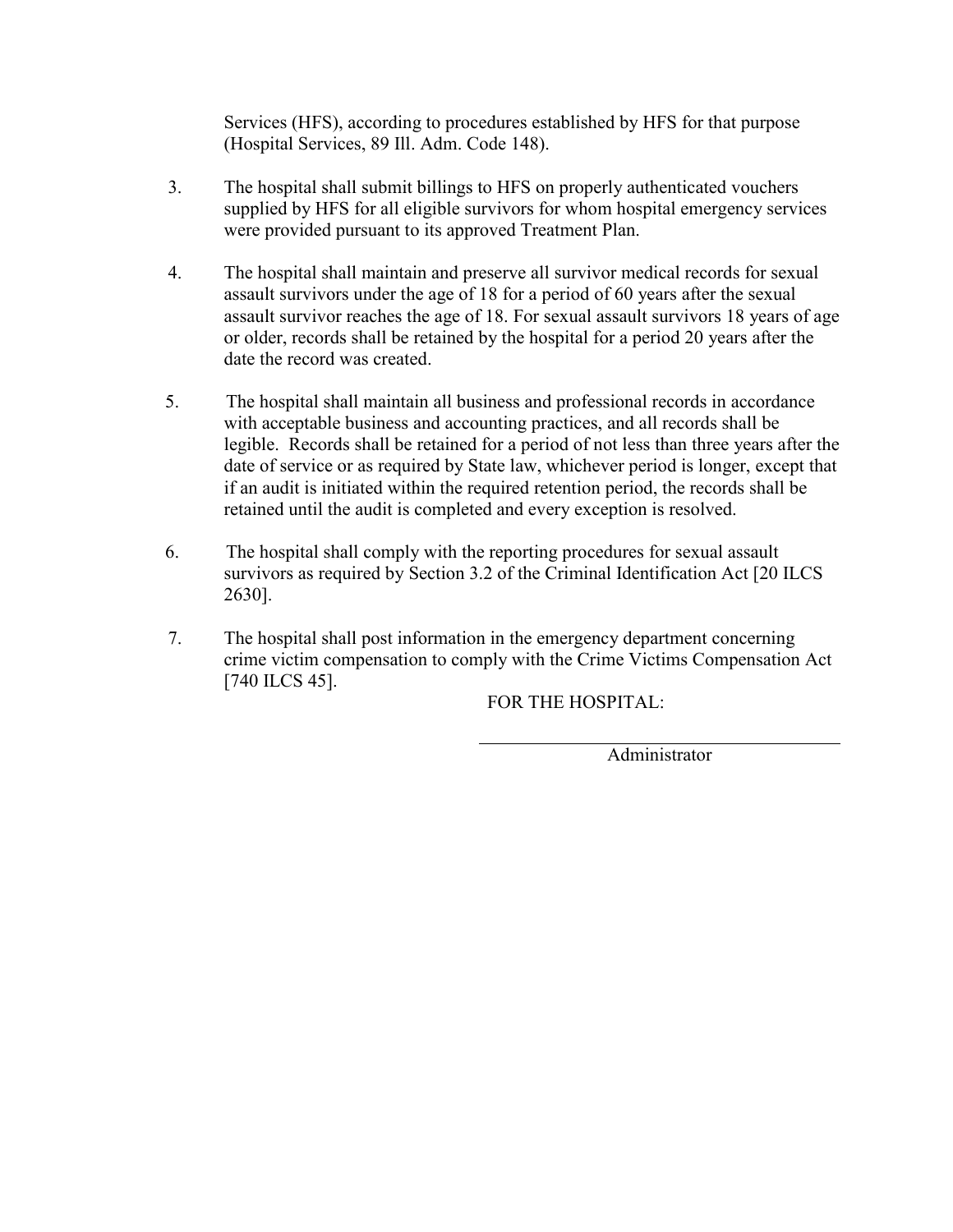Services (HFS), according to procedures established by HFS for that purpose (Hospital Services, 89 Ill. Adm. Code 148).

3. The hospital shall submit billings to HFS on properly authenticated vouchers supplied by HFS for all eligible survivors for whom hospital emergency services were provided pursuant to its approved Treatment Plan.

4. The hospital shall maintain and preserve all survivor medical records for sexual assault survivors under the age of 18 for a period of 60 years after the sexual assault survivor reaches the age of 18. For sexual assault survivors 18 years of age or older, records shall be retained by the hospital for a period 20 years after the date the record was created.

5. The hospital shall maintain all business and professional records in accordance with acceptable business and accounting practices, and all records shall be legible. Records shall be retained for a period of not less than three years after the date of service or as required by State law, whichever period is longer, except that if an audit is initiated within the required retention period, the records shall be retained until the audit is completed and every exception is resolved.

6. The hospital shall comply with the reporting procedures for sexual assault survivors as required by Section 3.2 of the Criminal Identification Act [20 ILCS 2630].

7. The hospital shall post information in the emergency department concerning crime victim compensation to comply with the Crime Victims Compensation Act [740 ILCS 45].

FOR THE HOSPITAL:

\_\_\_\_\_\_\_\_\_\_\_\_\_\_\_\_\_\_\_\_\_\_\_\_\_\_\_\_\_\_\_\_\_\_\_\_\_\_\_\_

Administrator